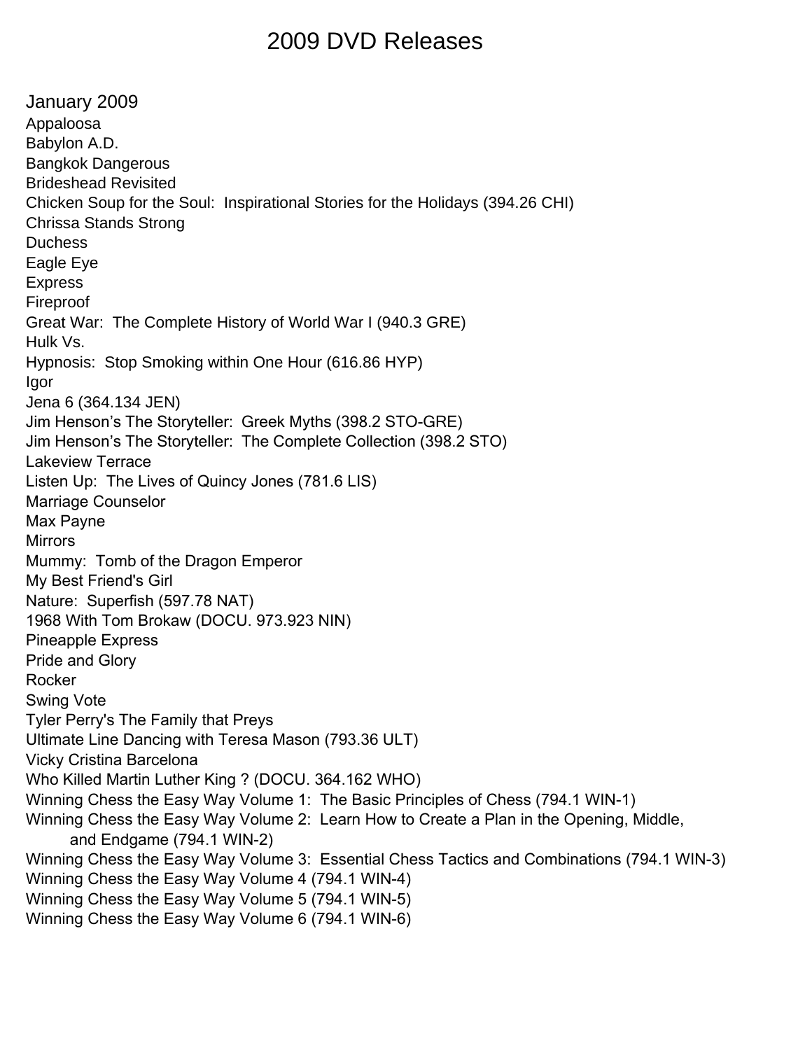# 2009 DVD Releases

## January 2009

Appaloosa
Babylon A.D.
Bangkok Dangerous
Brideshead Revisited
Chicken Soup for the Soul:  Inspirational Stories for the Holidays (394.26 CHI)
Chrissa Stands Strong
Duchess
Eagle Eye
Express
Fireproof
Great War:  The Complete History of World War I (940.3 GRE)
Hulk Vs.
Hypnosis:  Stop Smoking within One Hour (616.86 HYP)
Igor
Jena 6 (364.134 JEN)
Jim Henson's The Storyteller:  Greek Myths (398.2 STO-GRE)
Jim Henson's The Storyteller:  The Complete Collection (398.2 STO)
Lakeview Terrace
Listen Up:  The Lives of Quincy Jones (781.6 LIS)
Marriage Counselor
Max Payne
Mirrors
Mummy:  Tomb of the Dragon Emperor
My Best Friend's Girl
Nature:  Superfish (597.78 NAT)
1968 With Tom Brokaw (DOCU. 973.923 NIN)
Pineapple Express
Pride and Glory
Rocker
Swing Vote
Tyler Perry's The Family that Preys
Ultimate Line Dancing with Teresa Mason (793.36 ULT)
Vicky Cristina Barcelona
Who Killed Martin Luther King ? (DOCU. 364.162 WHO)
Winning Chess the Easy Way Volume 1:  The Basic Principles of Chess (794.1 WIN-1)
Winning Chess the Easy Way Volume 2:  Learn How to Create a Plan in the Opening, Middle, and Endgame (794.1 WIN-2)
Winning Chess the Easy Way Volume 3:  Essential Chess Tactics and Combinations (794.1 WIN-3)
Winning Chess the Easy Way Volume 4 (794.1 WIN-4)
Winning Chess the Easy Way Volume 5 (794.1 WIN-5)
Winning Chess the Easy Way Volume 6 (794.1 WIN-6)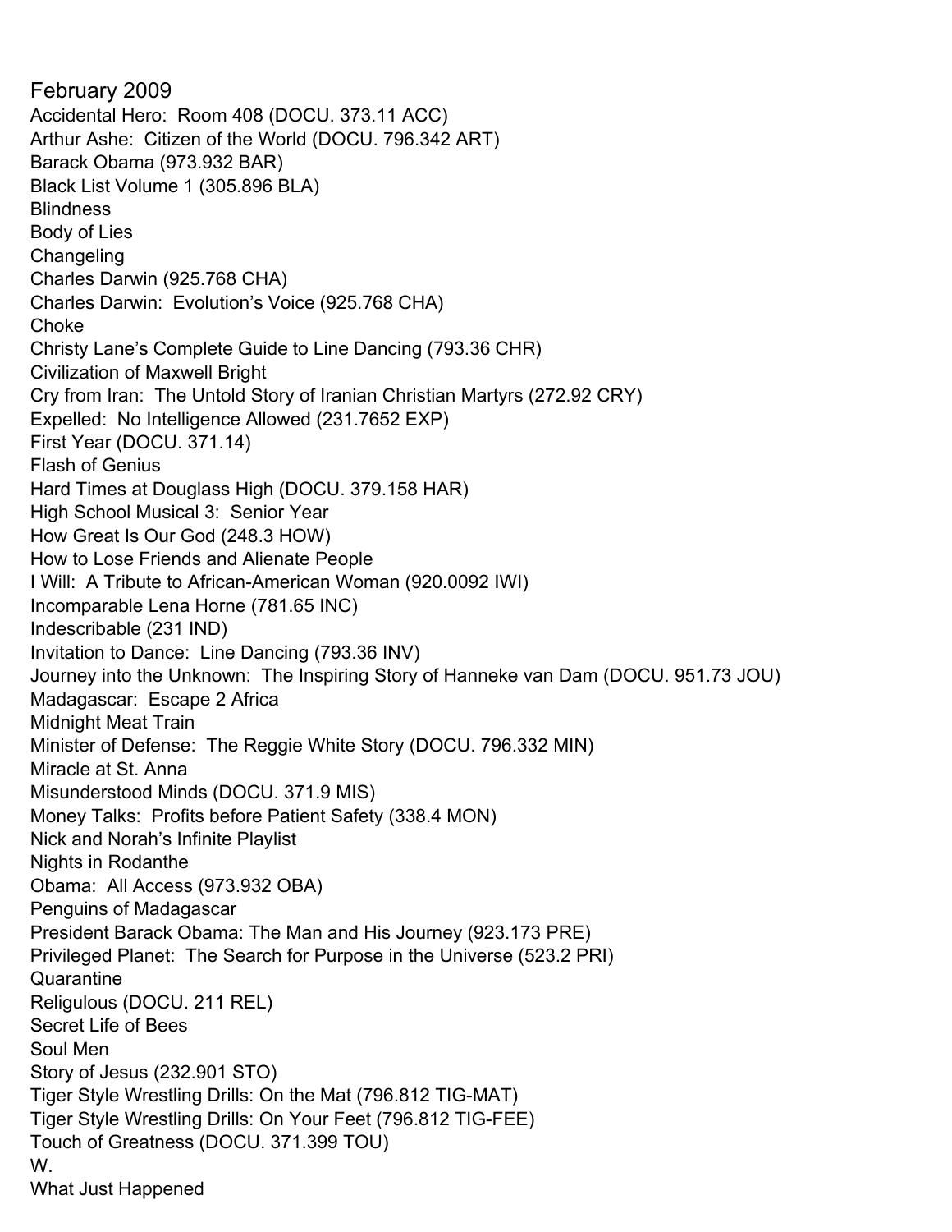February 2009

Accidental Hero:  Room 408 (DOCU. 373.11 ACC)
Arthur Ashe:  Citizen of the World (DOCU. 796.342 ART)
Barack Obama (973.932 BAR)
Black List Volume 1 (305.896 BLA)
Blindness
Body of Lies
Changeling
Charles Darwin (925.768 CHA)
Charles Darwin:  Evolution's Voice (925.768 CHA)
Choke
Christy Lane's Complete Guide to Line Dancing (793.36 CHR)
Civilization of Maxwell Bright
Cry from Iran:  The Untold Story of Iranian Christian Martyrs (272.92 CRY)
Expelled:  No Intelligence Allowed (231.7652 EXP)
First Year (DOCU. 371.14)
Flash of Genius
Hard Times at Douglass High (DOCU. 379.158 HAR)
High School Musical 3:  Senior Year
How Great Is Our God (248.3 HOW)
How to Lose Friends and Alienate People
I Will:  A Tribute to African-American Woman (920.0092 IWI)
Incomparable Lena Horne (781.65 INC)
Indescribable (231 IND)
Invitation to Dance:  Line Dancing (793.36 INV)
Journey into the Unknown:  The Inspiring Story of Hanneke van Dam (DOCU. 951.73 JOU)
Madagascar:  Escape 2 Africa
Midnight Meat Train
Minister of Defense:  The Reggie White Story (DOCU. 796.332 MIN)
Miracle at St. Anna
Misunderstood Minds (DOCU. 371.9 MIS)
Money Talks:  Profits before Patient Safety (338.4 MON)
Nick and Norah's Infinite Playlist
Nights in Rodanthe
Obama:  All Access (973.932 OBA)
Penguins of Madagascar
President Barack Obama: The Man and His Journey (923.173 PRE)
Privileged Planet:  The Search for Purpose in the Universe (523.2 PRI)
Quarantine
Religulous (DOCU. 211 REL)
Secret Life of Bees
Soul Men
Story of Jesus (232.901 STO)
Tiger Style Wrestling Drills: On the Mat (796.812 TIG-MAT)
Tiger Style Wrestling Drills: On Your Feet (796.812 TIG-FEE)
Touch of Greatness (DOCU. 371.399 TOU)
W.
What Just Happened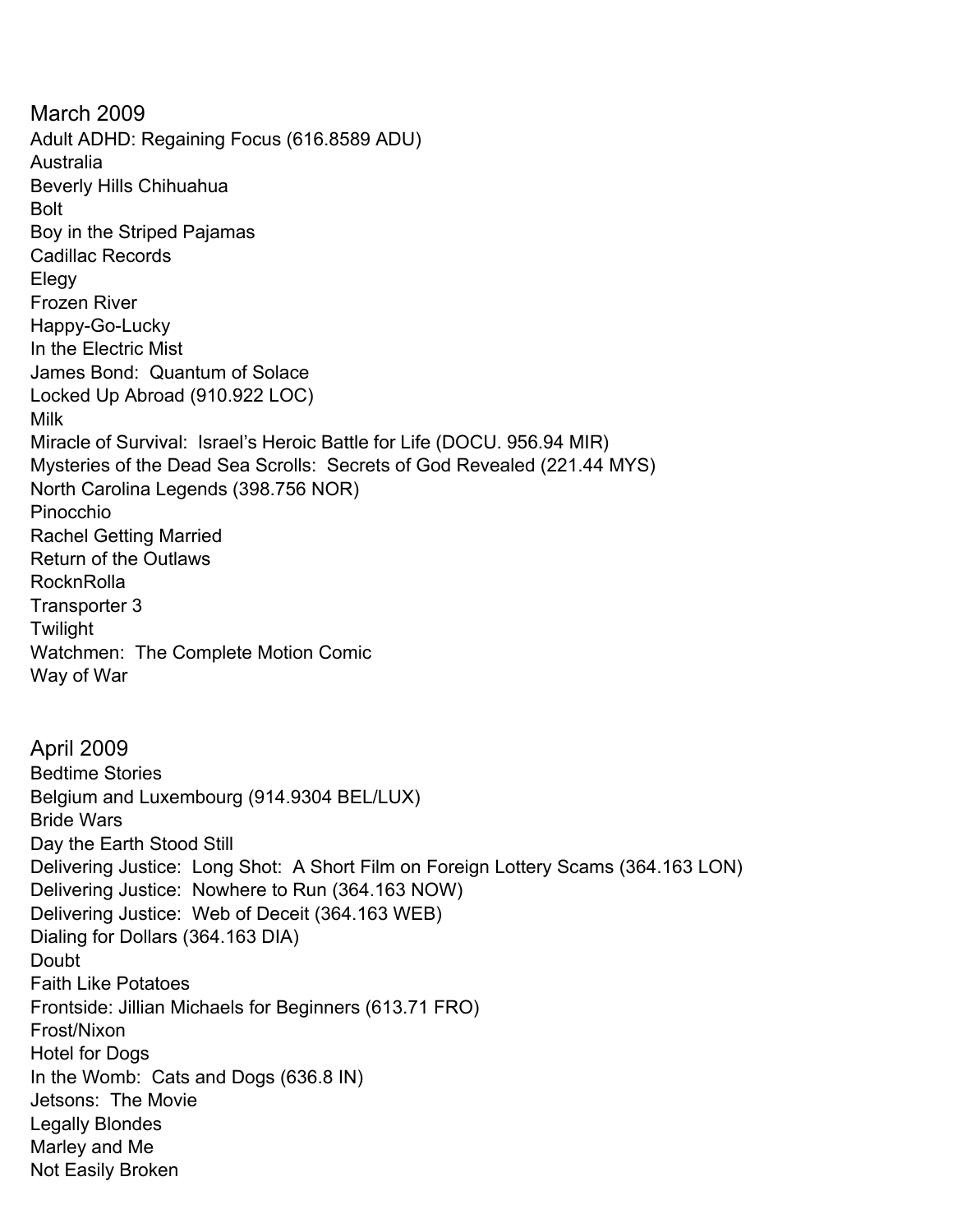## March 2009

Adult ADHD: Regaining Focus (616.8589 ADU)
Australia
Beverly Hills Chihuahua
Bolt
Boy in the Striped Pajamas
Cadillac Records
Elegy
Frozen River
Happy-Go-Lucky
In the Electric Mist
James Bond:  Quantum of Solace
Locked Up Abroad (910.922 LOC)
Milk
Miracle of Survival:  Israel's Heroic Battle for Life (DOCU. 956.94 MIR)
Mysteries of the Dead Sea Scrolls:  Secrets of God Revealed (221.44 MYS)
North Carolina Legends (398.756 NOR)
Pinocchio
Rachel Getting Married
Return of the Outlaws
RocknRolla
Transporter 3
Twilight
Watchmen:  The Complete Motion Comic
Way of War

## April 2009

Bedtime Stories
Belgium and Luxembourg (914.9304 BEL/LUX)
Bride Wars
Day the Earth Stood Still
Delivering Justice:  Long Shot:  A Short Film on Foreign Lottery Scams (364.163 LON)
Delivering Justice:  Nowhere to Run (364.163 NOW)
Delivering Justice:  Web of Deceit (364.163 WEB)
Dialing for Dollars (364.163 DIA)
Doubt
Faith Like Potatoes
Frontside: Jillian Michaels for Beginners (613.71 FRO)
Frost/Nixon
Hotel for Dogs
In the Womb:  Cats and Dogs (636.8 IN)
Jetsons:  The Movie
Legally Blondes
Marley and Me
Not Easily Broken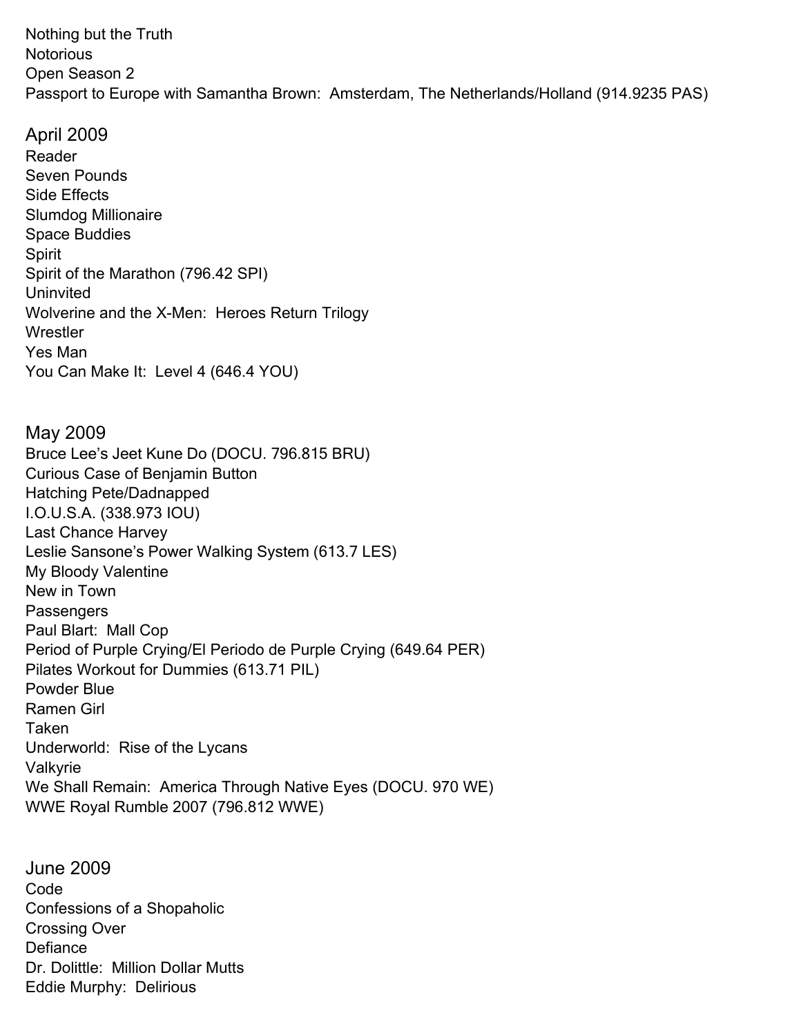Nothing but the Truth
Notorious
Open Season 2
Passport to Europe with Samantha Brown:  Amsterdam, The Netherlands/Holland (914.9235 PAS)

## April 2009

Reader
Seven Pounds
Side Effects
Slumdog Millionaire
Space Buddies
Spirit
Spirit of the Marathon (796.42 SPI)
Uninvited
Wolverine and the X-Men:  Heroes Return Trilogy
Wrestler
Yes Man
You Can Make It:  Level 4 (646.4 YOU)

## May 2009

Bruce Lee's Jeet Kune Do (DOCU. 796.815 BRU)
Curious Case of Benjamin Button
Hatching Pete/Dadnapped
I.O.U.S.A. (338.973 IOU)
Last Chance Harvey
Leslie Sansone's Power Walking System (613.7 LES)
My Bloody Valentine
New in Town
Passengers
Paul Blart:  Mall Cop
Period of Purple Crying/El Periodo de Purple Crying (649.64 PER)
Pilates Workout for Dummies (613.71 PIL)
Powder Blue
Ramen Girl
Taken
Underworld:  Rise of the Lycans
Valkyrie
We Shall Remain:  America Through Native Eyes (DOCU. 970 WE)
WWE Royal Rumble 2007 (796.812 WWE)

## June 2009

Code
Confessions of a Shopaholic
Crossing Over
Defiance
Dr. Dolittle:  Million Dollar Mutts
Eddie Murphy:  Delirious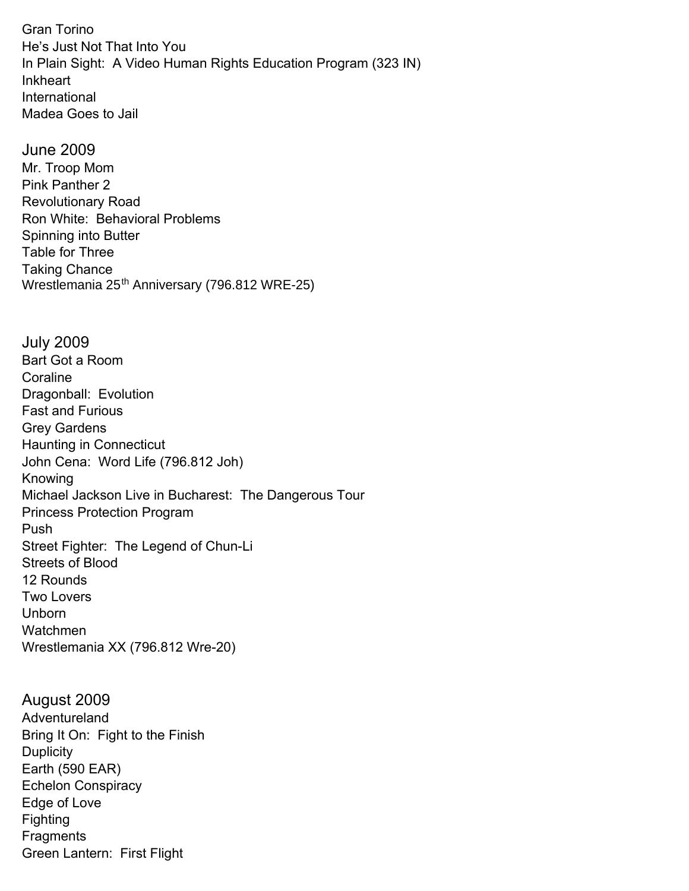Gran Torino  
He's Just Not That Into You  
In Plain Sight:  A Video Human Rights Education Program (323 IN)  
Inkheart  
International  
Madea Goes to Jail

## June 2009

Mr. Troop Mom  
Pink Panther 2  
Revolutionary Road  
Ron White:  Behavioral Problems  
Spinning into Butter  
Table for Three  
Taking Chance  
Wrestlemania 25th Anniversary (796.812 WRE-25)

## July 2009

Bart Got a Room  
Coraline  
Dragonball:  Evolution  
Fast and Furious  
Grey Gardens  
Haunting in Connecticut  
John Cena:  Word Life (796.812 Joh)  
Knowing  
Michael Jackson Live in Bucharest:  The Dangerous Tour  
Princess Protection Program  
Push  
Street Fighter:  The Legend of Chun-Li  
Streets of Blood  
12 Rounds  
Two Lovers  
Unborn  
Watchmen  
Wrestlemania XX (796.812 Wre-20)

## August 2009

Adventureland  
Bring It On:  Fight to the Finish  
Duplicity  
Earth (590 EAR)  
Echelon Conspiracy  
Edge of Love  
Fighting  
Fragments  
Green Lantern:  First Flight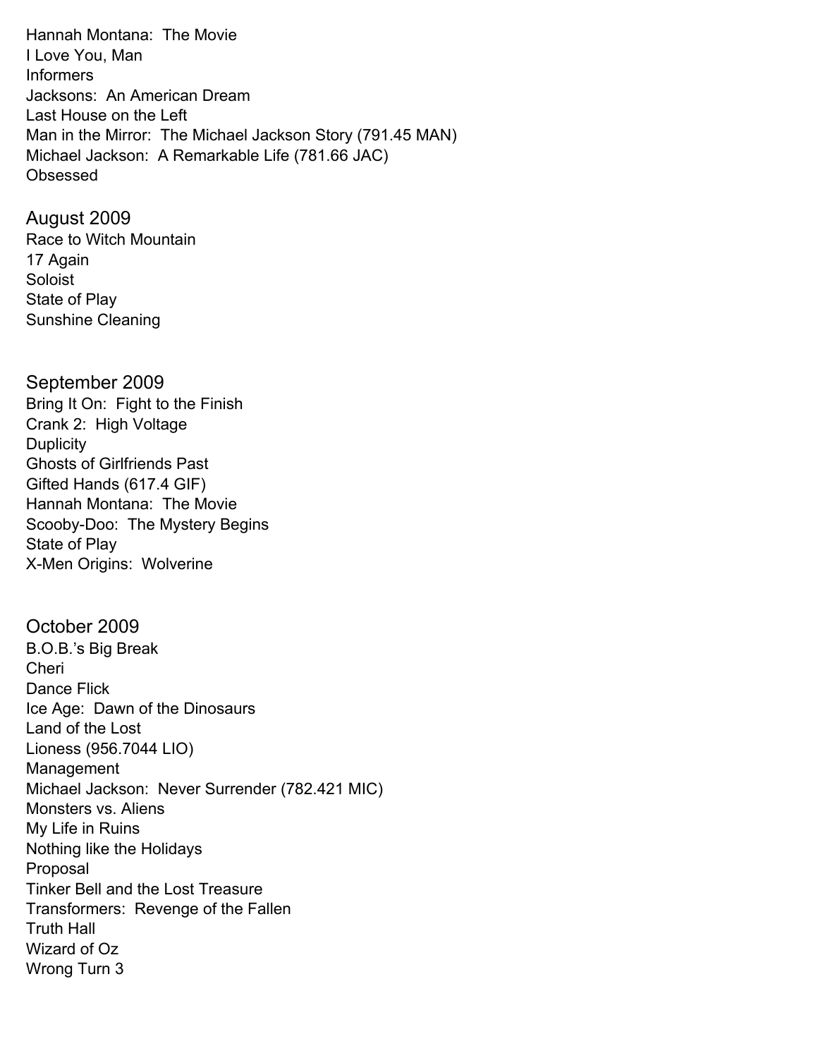Hannah Montana:  The Movie
I Love You, Man
Informers
Jacksons:  An American Dream
Last House on the Left
Man in the Mirror:  The Michael Jackson Story (791.45 MAN)
Michael Jackson:  A Remarkable Life (781.66 JAC)
Obsessed

## August 2009

Race to Witch Mountain
17 Again
Soloist
State of Play
Sunshine Cleaning

## September 2009

Bring It On:  Fight to the Finish
Crank 2:  High Voltage
Duplicity
Ghosts of Girlfriends Past
Gifted Hands (617.4 GIF)
Hannah Montana:  The Movie
Scooby-Doo:  The Mystery Begins
State of Play
X-Men Origins:  Wolverine

## October 2009

B.O.B.'s Big Break
Cheri
Dance Flick
Ice Age:  Dawn of the Dinosaurs
Land of the Lost
Lioness (956.7044 LIO)
Management
Michael Jackson:  Never Surrender (782.421 MIC)
Monsters vs. Aliens
My Life in Ruins
Nothing like the Holidays
Proposal
Tinker Bell and the Lost Treasure
Transformers:  Revenge of the Fallen
Truth Hall
Wizard of Oz
Wrong Turn 3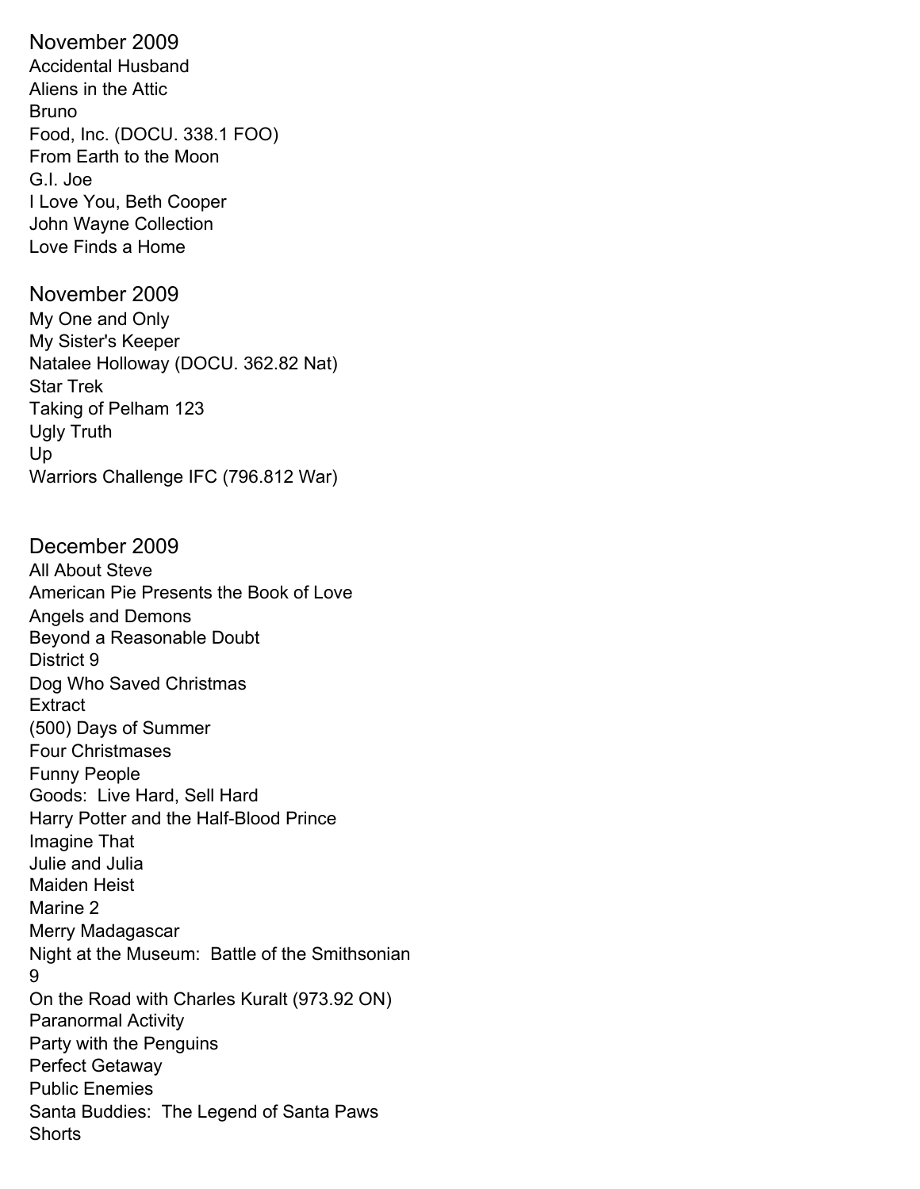## November 2009

Accidental Husband
Aliens in the Attic
Bruno
Food, Inc. (DOCU. 338.1 FOO)
From Earth to the Moon
G.I. Joe
I Love You, Beth Cooper
John Wayne Collection
Love Finds a Home

## November 2009

My One and Only
My Sister's Keeper
Natalee Holloway (DOCU. 362.82 Nat)
Star Trek
Taking of Pelham 123
Ugly Truth
Up
Warriors Challenge IFC (796.812 War)

## December 2009

All About Steve
American Pie Presents the Book of Love
Angels and Demons
Beyond a Reasonable Doubt
District 9
Dog Who Saved Christmas
Extract
(500) Days of Summer
Four Christmases
Funny People
Goods: Live Hard, Sell Hard
Harry Potter and the Half-Blood Prince
Imagine That
Julie and Julia
Maiden Heist
Marine 2
Merry Madagascar
Night at the Museum: Battle of the Smithsonian
9
On the Road with Charles Kuralt (973.92 ON)
Paranormal Activity
Party with the Penguins
Perfect Getaway
Public Enemies
Santa Buddies: The Legend of Santa Paws
Shorts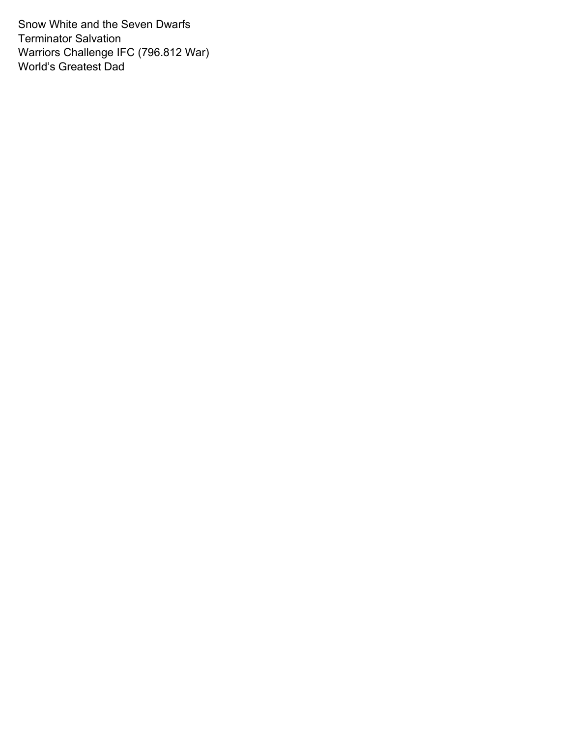Snow White and the Seven Dwarfs
Terminator Salvation
Warriors Challenge IFC (796.812 War)
World's Greatest Dad